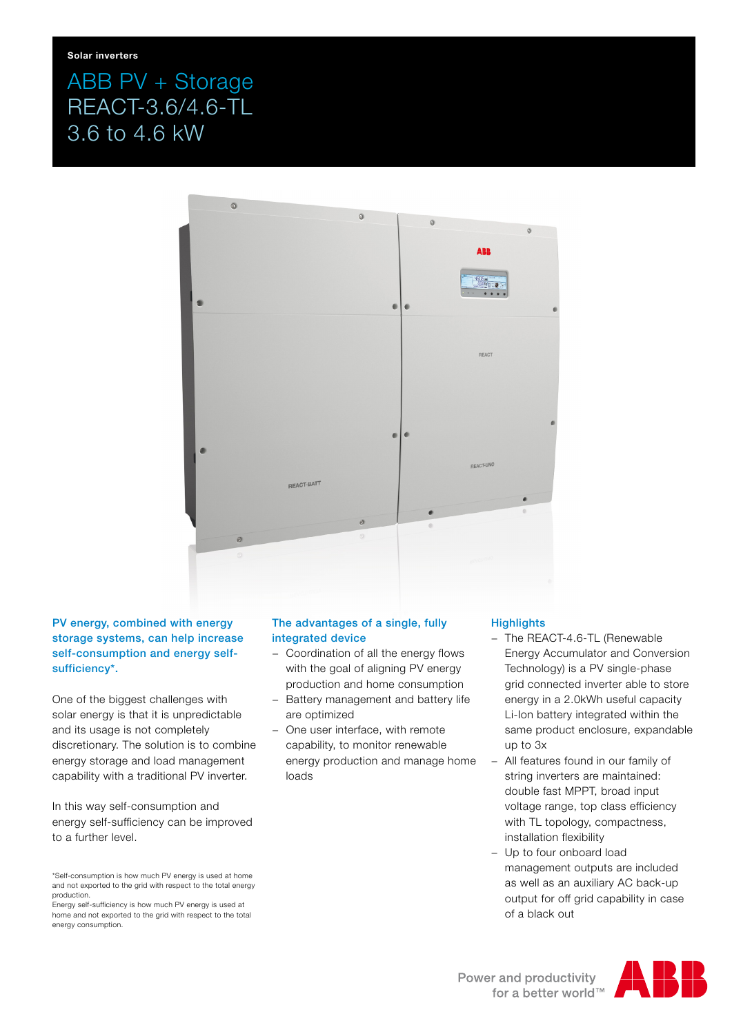Solar inverters

# ABB PV + Storage REACT-3.6/4.6-TL 3.6 to 4.6 kW

**PV energy, combined with energy storage systems, can help increase self-consumption and energy self-sufficiency*.**

One of the biggest challenges with solar energy is that it is unpredictable and its usage is not completely discretionary. The solution is to combine energy storage and load management capability with a traditional PV inverter.

In this way self-consumption and energy self-sufficiency can be improved to a further level.

*Self-consumption is how much PV energy is used at home and not exported to the grid with respect to the total energy production.
Energy self-sufficiency is how much PV energy is used at home and not exported to the grid with respect to the total energy consumption.

## The advantages of a single, fully integrated device

- Coordination of all the energy flows with the goal of aligning PV energy production and home consumption
- Battery management and battery life are optimized
- One user interface, with remote capability, to monitor renewable energy production and manage home loads

## Highlights

- The REACT-4.6-TL (Renewable Energy Accumulator and Conversion Technology) is a PV single-phase grid connected inverter able to store energy in a 2.0kWh useful capacity Li-Ion battery integrated within the same product enclosure, expandable up to 3x
- All features found in our family of string inverters are maintained: double fast MPPT, broad input voltage range, top class efficiency with TL topology, compactness, installation flexibility
- Up to four onboard load management outputs are included as well as an auxiliary AC back-up output for off grid capability in case of a black out

Power and productivity for a better world™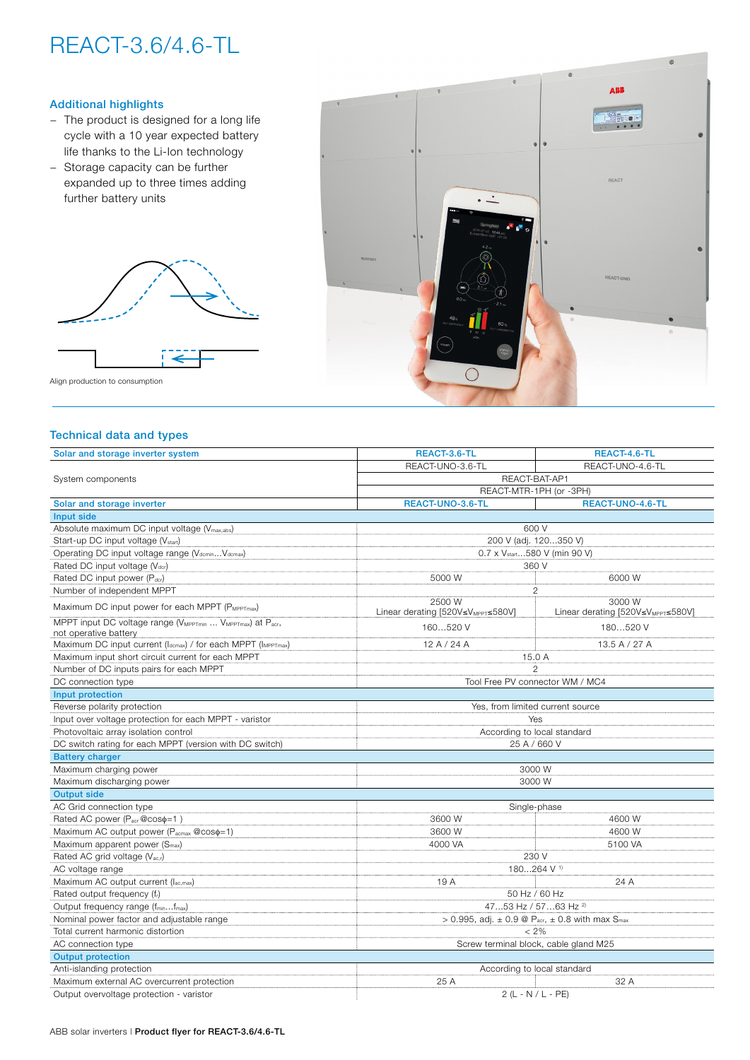# REACT-3.6/4.6-TL

### Additional highlights

- The product is designed for a long life cycle with a 10 year expected battery life thanks to the Li-Ion technology
- Storage capacity can be further expanded up to three times adding further battery units

Align production to consumption

## Technical data and types

| Solar and storage inverter system | REACT-3.6-TL | REACT-4.6-TL |
|---|---|---|
| System components | REACT-UNO-3.6-TL | REACT-UNO-4.6-TL |
| | REACT-BAT-AP1 | |
| | REACT-MTR-1PH (or -3PH) | |
| **Solar and storage inverter** | **REACT-UNO-3.6-TL** | **REACT-UNO-4.6-TL** |
| **Input side** | | |
| Absolute maximum DC input voltage ($V_{max,abs}$) | 600 V | |
| Start-up DC input voltage ($V_{start}$) | 200 V (adj. 120…350 V) | |
| Operating DC input voltage range ($V_{dcmin}$…$V_{dcmax}$) | 0.7 x $V_{start}$…580 V (min 90 V) | |
| Rated DC input voltage ($V_{dcr}$) | 360 V | |
| Rated DC input power ($P_{dcr}$) | 5000 W | 6000 W |
| Number of independent MPPT | 2 | |
| Maximum DC input power for each MPPT ($P_{MPPTmax}$) | 2500 W Linear derating [520V≤$V_{MPPT}$≤580V] | 3000 W Linear derating [520V≤$V_{MPPT}$≤580V] |
| MPPT input DC voltage range ($V_{MPPTmin}$ … $V_{MPPTmax}$) at $P_{acr}$, not operative battery | 160…520 V | 180…520 V |
| Maximum DC input current ($I_{dcmax}$) / for each MPPT ($I_{MPPTmax}$) | 12 A / 24 A | 13.5 A / 27 A |
| Maximum input short circuit current for each MPPT | 15.0 A | |
| Number of DC inputs pairs for each MPPT | 2 | |
| DC connection type | Tool Free PV connector WM / MC4 | |
| **Input protection** | | |
| Reverse polarity protection | Yes, from limited current source | |
| Input over voltage protection for each MPPT - varistor | Yes | |
| Photovoltaic array isolation control | According to local standard | |
| DC switch rating for each MPPT (version with DC switch) | 25 A / 660 V | |
| **Battery charger** | | |
| Maximum charging power | 3000 W | |
| Maximum discharging power | 3000 W | |
| **Output side** | | |
| AC Grid connection type | Single-phase | |
| Rated AC power ($P_{acr}$ @cosφ=1 ) | 3600 W | 4600 W |
| Maximum AC output power ($P_{acmax}$ @cosφ=1) | 3600 W | 4600 W |
| Maximum apparent power ($S_{max}$) | 4000 VA | 5100 VA |
| Rated AC grid voltage ($V_{ac,r}$) | 230 V | |
| AC voltage range | 180...264 V [1] | |
| Maximum AC output current ($I_{ac,max}$) | 19 A | 24 A |
| Rated output frequency ($f_r$) | 50 Hz / 60 Hz | |
| Output frequency range ($f_{min}$…$f_{max}$) | 47…53 Hz / 57…63 Hz [2] | |
| Nominal power factor and adjustable range | > 0.995, adj. ± 0.9 @ $P_{acr}$, ± 0.8 with max $S_{max}$ | |
| Total current harmonic distortion | < 2% | |
| AC connection type | Screw terminal block, cable gland M25 | |
| **Output protection** | | |
| Anti-islanding protection | According to local standard | |
| Maximum external AC overcurrent protection | 25 A | 32 A |
| Output overvoltage protection - varistor | 2 (L - N / L - PE) | |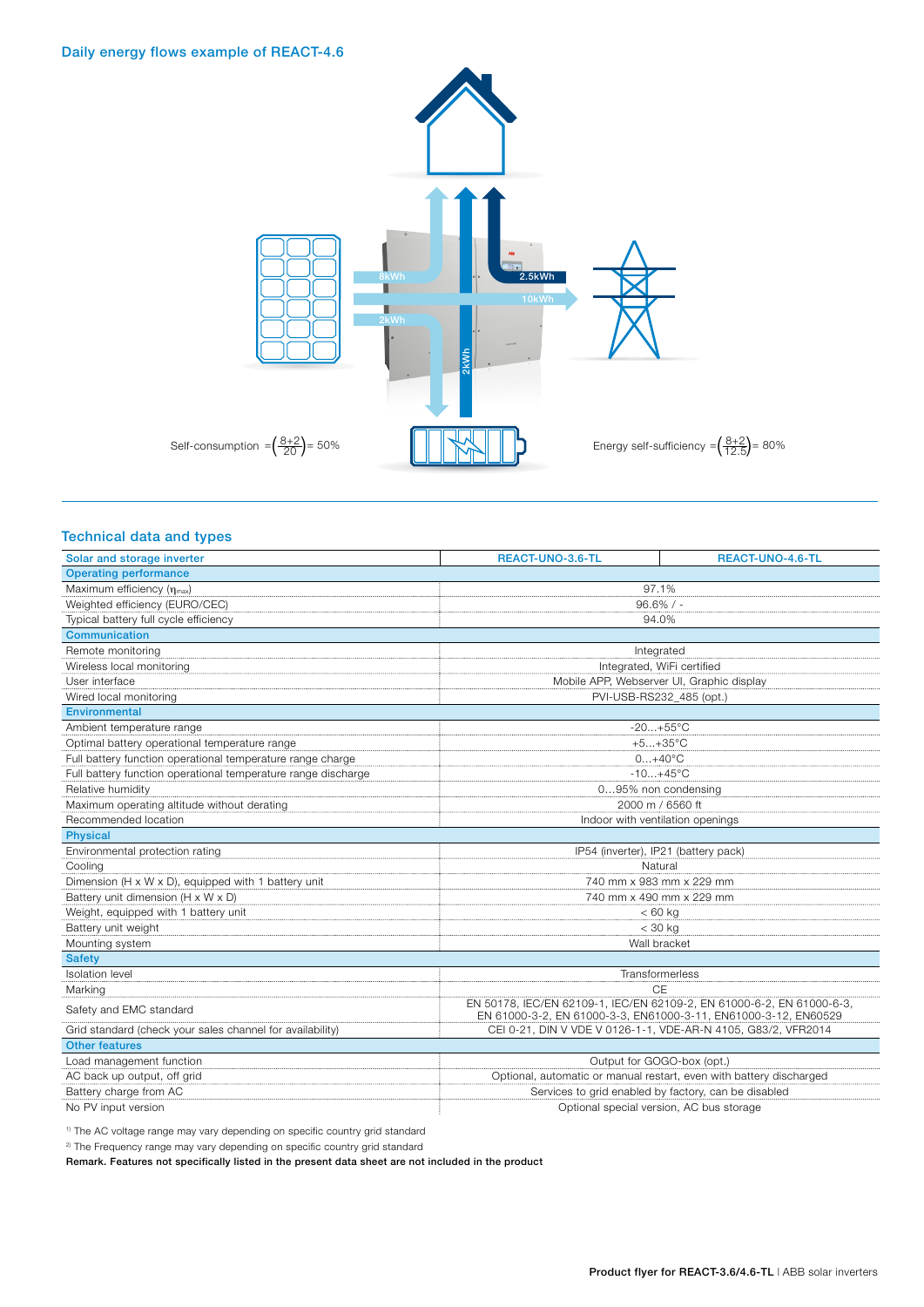## Daily energy flows example of REACT-4.6

8kWh

2.5kWh

10kWh

2kWh

2kWh

Self-consumption $= \left(\frac{8+2}{20}\right) = 50\%$

Energy self-sufficiency $= \left(\frac{8+2}{12.5}\right) = 80\%$

## Technical data and types

| Solar and storage inverter | REACT-UNO-3.6-TL | REACT-UNO-4.6-TL |
|---|---|---|
| **Operating performance** | | |
| Maximum efficiency ($\eta_{max}$) | 97.1% | |
| Weighted efficiency (EURO/CEC) | 96.6% / - | |
| Typical battery full cycle efficiency | 94.0% | |
| **Communication** | | |
| Remote monitoring | Integrated | |
| Wireless local monitoring | Integrated, WiFi certified | |
| User interface | Mobile APP, Webserver UI, Graphic display | |
| Wired local monitoring | PVI-USB-RS232_485 (opt.) | |
| **Environmental** | | |
| Ambient temperature range | -20...+55°C | |
| Optimal battery operational temperature range | +5...+35°C | |
| Full battery function operational temperature range charge | 0...+40°C | |
| Full battery function operational temperature range discharge | -10...+45°C | |
| Relative humidity | 0...95% non condensing | |
| Maximum operating altitude without derating | 2000 m / 6560 ft | |
| Recommended location | Indoor with ventilation openings | |
| **Physical** | | |
| Environmental protection rating | IP54 (inverter), IP21 (battery pack) | |
| Cooling | Natural | |
| Dimension (H x W x D), equipped with 1 battery unit | 740 mm x 983 mm x 229 mm | |
| Battery unit dimension (H x W x D) | 740 mm x 490 mm x 229 mm | |
| Weight, equipped with 1 battery unit | < 60 kg | |
| Battery unit weight | < 30 kg | |
| Mounting system | Wall bracket | |
| **Safety** | | |
| Isolation level | Transformerless | |
| Marking | CE | |
| Safety and EMC standard | EN 50178, IEC/EN 62109-1, IEC/EN 62109-2, EN 61000-6-2, EN 61000-6-3, EN 61000-3-2, EN 61000-3-3, EN61000-3-11, EN61000-3-12, EN60529 | |
| Grid standard (check your sales channel for availability) | CEI 0-21, DIN V VDE V 0126-1-1, VDE-AR-N 4105, G83/2, VFR2014 | |
| **Other features** | | |
| Load management function | Output for GOGO-box (opt.) | |
| AC back up output, off grid | Optional, automatic or manual restart, even with battery discharged | |
| Battery charge from AC | Services to grid enabled by factory, can be disabled | |
| No PV input version | Optional special version, AC bus storage | |

[1] The AC voltage range may vary depending on specific country grid standard

[2] The Frequency range may vary depending on specific country grid standard

**Remark. Features not specifically listed in the present data sheet are not included in the product**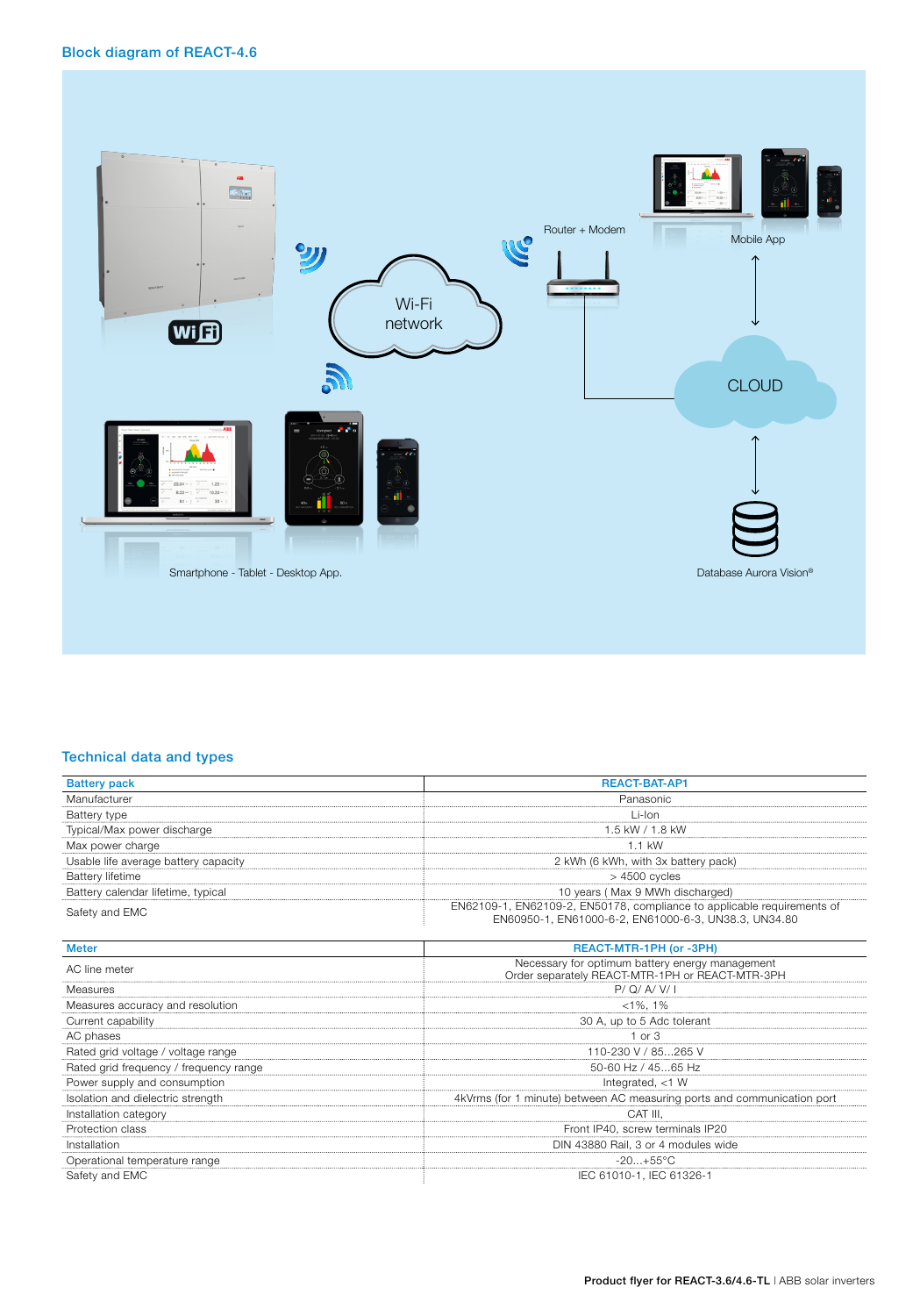## Block diagram of REACT-4.6

Wi-Fi network

Router + Modem

Mobile App

CLOUD

Smartphone - Tablet - Desktop App.

Database Aurora Vision®

## Technical data and types

| Battery pack | REACT-BAT-AP1 |
|---|---|
| Manufacturer | Panasonic |
| Battery type | Li-Ion |
| Typical/Max power discharge | 1.5 kW / 1.8 kW |
| Max power charge | 1.1 kW |
| Usable life average battery capacity | 2 kWh (6 kWh, with 3x battery pack) |
| Battery lifetime | > 4500 cycles |
| Battery calendar lifetime, typical | 10 years ( Max 9 MWh discharged) |
| Safety and EMC | EN62109-1, EN62109-2, EN50178, compliance to applicable requirements of EN60950-1, EN61000-6-2, EN61000-6-3, UN38.3, UN34.80 |

| Meter | REACT-MTR-1PH (or -3PH) |
|---|---|
| AC line meter | Necessary for optimum battery energy management<br>Order separately REACT-MTR-1PH or REACT-MTR-3PH |
| Measures | P/ Q/ A/ V/ I |
| Measures accuracy and resolution | <1%, 1% |
| Current capability | 30 A, up to 5 Adc tolerant |
| AC phases | 1 or 3 |
| Rated grid voltage / voltage range | 110-230 V / 85...265 V |
| Rated grid frequency / frequency range | 50-60 Hz / 45...65 Hz |
| Power supply and consumption | Integrated, <1 W |
| Isolation and dielectric strength | 4kVrms (for 1 minute) between AC measuring ports and communication port |
| Installation category | CAT III, |
| Protection class | Front IP40, screw terminals IP20 |
| Installation | DIN 43880 Rail, 3 or 4 modules wide |
| Operational temperature range | -20...+55°C |
| Safety and EMC | IEC 61010-1, IEC 61326-1 |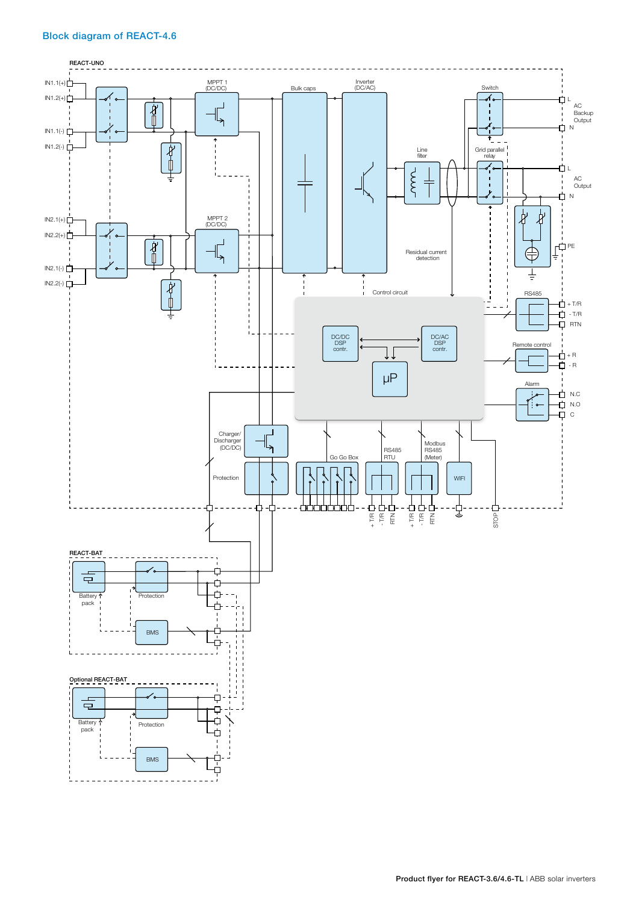## Block diagram of REACT-4.6

REACT-UNO

IN1.1(+)
IN1.2(+)
IN1.1(-)
IN1.2(-)

MPPT 1 (DC/DC)

Bulk caps

Inverter (DC/AC)

Switch

L
AC Backup Output
N

Line filter

Grid parallel relay

L
AC Output
N

PE

IN2.1(+)
IN2.2(+)
IN2.1(-)
IN2.2(-)

MPPT 2 (DC/DC)

Residual current detection

Control circuit

DC/DC DSP contr.

DC/AC DSP contr.

µP

RS485

+ T/R
- T/R
RTN

Remote control

+ R
- R

Alarm

N.C
N.O
C

Charger/ Discharger (DC/DC)

Protection

Go Go Box

RS485 RTU

Modbus RS485 (Meter)

WIFI

+ T/R
- T/R
RTN
+ T/R
- T/R
RTN

STOP

REACT-BAT

Battery pack

Protection

BMS

Optional REACT-BAT

Battery pack

Protection

BMS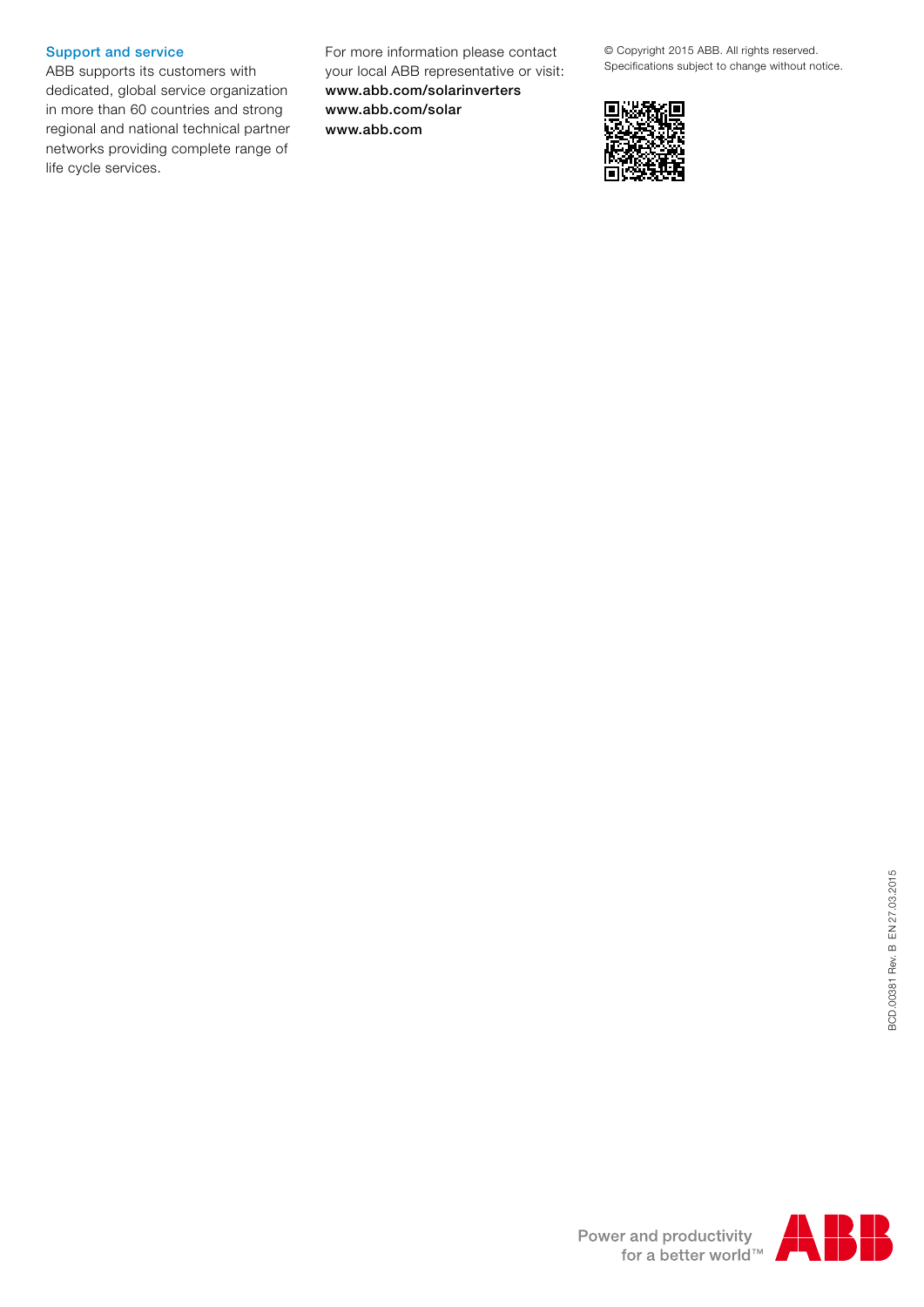## Support and service

ABB supports its customers with dedicated, global service organization in more than 60 countries and strong regional and national technical partner networks providing complete range of life cycle services.

For more information please contact your local ABB representative or visit:

**www.abb.com/solarinverters**
**www.abb.com/solar**
**www.abb.com**

© Copyright 2015 ABB. All rights reserved.
Specifications subject to change without notice.

BCD.00381 Rev. B EN 27.03.2015

Power and productivity
for a better world™